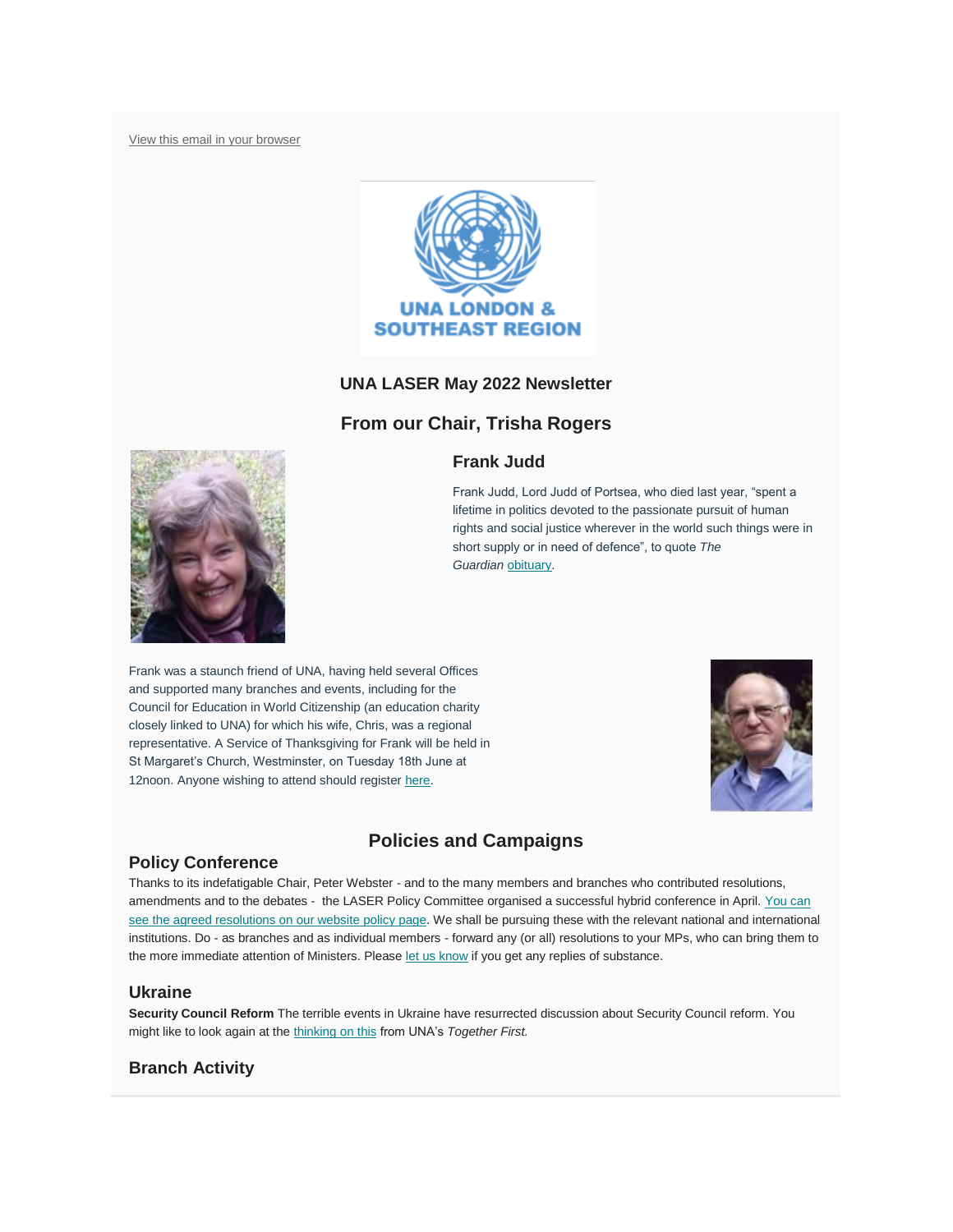View this email in your browser

UNA LONDON & SOUTHEAST REGION

## UNA LASER May 2022 Newsletter

## From our Chair, Trisha Rogers

### Frank Judd

Frank Judd, Lord Judd of Portsea, who died last year, "spent a lifetime in politics devoted to the passionate pursuit of human rights and social justice wherever in the world such things were in short supply or in need of defence", to quote *The Guardian* obituary.

Frank was a staunch friend of UNA, having held several Offices and supported many branches and events, including for the Council for Education in World Citizenship (an education charity closely linked to UNA) for which his wife, Chris, was a regional representative. A Service of Thanksgiving for Frank will be held in St Margaret's Church, Westminster, on Tuesday 18th June at 12noon. Anyone wishing to attend should register here.

## Policies and Campaigns

### Policy Conference

Thanks to its indefatigable Chair, Peter Webster - and to the many members and branches who contributed resolutions, amendments and to the debates - the LASER Policy Committee organised a successful hybrid conference in April. You can see the agreed resolutions on our website policy page. We shall be pursuing these with the relevant national and international institutions. Do - as branches and as individual members - forward any (or all) resolutions to your MPs, who can bring them to the more immediate attention of Ministers. Please let us know if you get any replies of substance.

### Ukraine

**Security Council Reform** The terrible events in Ukraine have resurrected discussion about Security Council reform. You might like to look again at the thinking on this from UNA's *Together First.*

### Branch Activity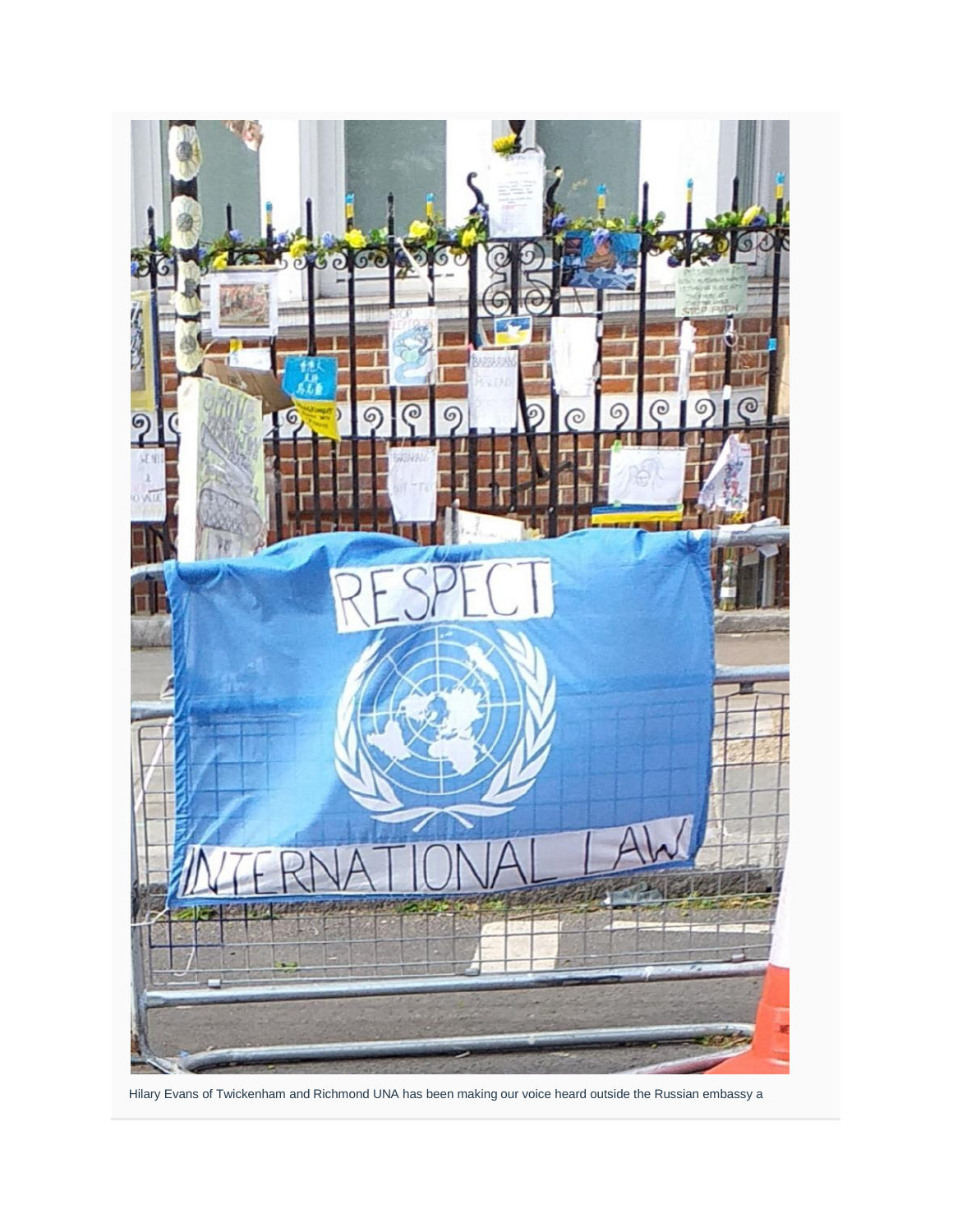Hilary Evans of Twickenham and Richmond UNA has been making our voice heard outside the Russian embassy a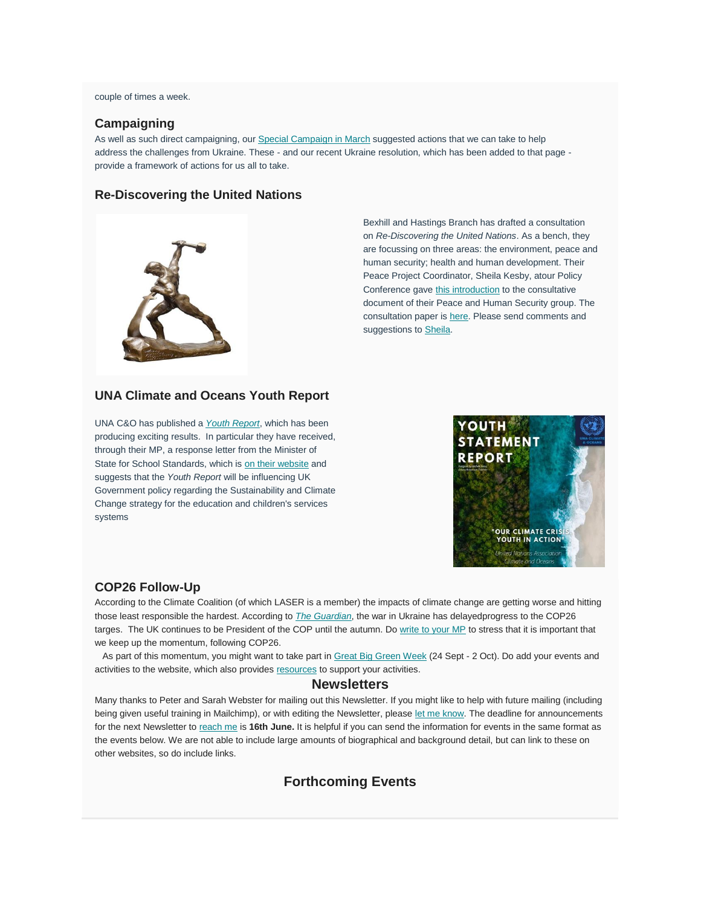couple of times a week.

### Campaigning

As well as such direct campaigning, our Special Campaign in March suggested actions that we can take to help address the challenges from Ukraine. These - and our recent Ukraine resolution, which has been added to that page - provide a framework of actions for us all to take.

### Re-Discovering the United Nations

Bexhill and Hastings Branch has drafted a consultation on *Re-Discovering the United Nations*. As a bench, they are focussing on three areas: the environment, peace and human security; health and human development. Their Peace Project Coordinator, Sheila Kesby, atour Policy Conference gave this introduction to the consultative document of their Peace and Human Security group. The consultation paper is here. Please send comments and suggestions to Sheila.

### UNA Climate and Oceans Youth Report

UNA C&O has published a *Youth Report*, which has been producing exciting results. In particular they have received, through their MP, a response letter from the Minister of State for School Standards, which is on their website and suggests that the *Youth Report* will be influencing UK Government policy regarding the Sustainability and Climate Change strategy for the education and children's services systems

### COP26 Follow-Up

According to the Climate Coalition (of which LASER is a member) the impacts of climate change are getting worse and hitting those least responsible the hardest. According to *The Guardian*, the war in Ukraine has delayedprogress to the COP26 targes. The UK continues to be President of the COP until the autumn. Do write to your MP to stress that it is important that we keep up the momentum, following COP26.

As part of this momentum, you might want to take part in Great Big Green Week (24 Sept - 2 Oct). Do add your events and activities to the website, which also provides resources to support your activities.

## Newsletters

Many thanks to Peter and Sarah Webster for mailing out this Newsletter. If you might like to help with future mailing (including being given useful training in Mailchimp), or with editing the Newsletter, please let me know. The deadline for announcements for the next Newsletter to reach me is **16th June.** It is helpful if you can send the information for events in the same format as the events below. We are not able to include large amounts of biographical and background detail, but can link to these on other websites, so do include links.

## Forthcoming Events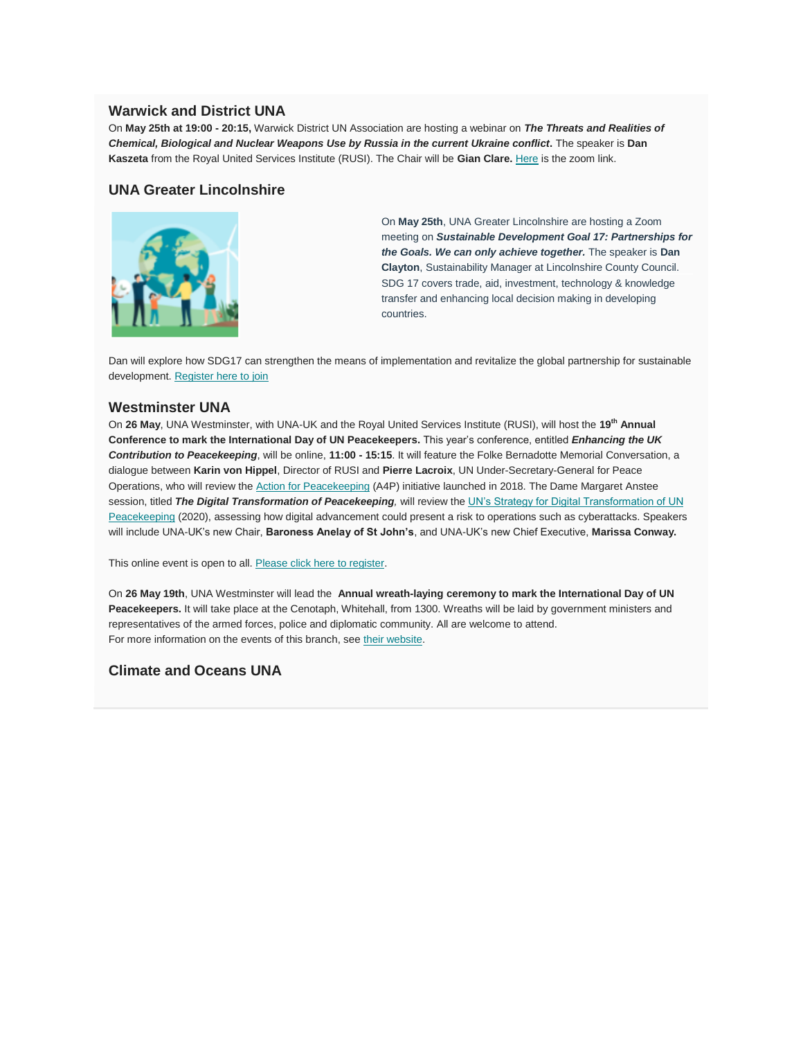### Warwick and District UNA

On **May 25th at 19:00 - 20:15,** Warwick District UN Association are hosting a webinar on ***The Threats and Realities of Chemical, Biological and Nuclear Weapons Use by Russia in the current Ukraine conflict***. The speaker is **Dan Kaszeta** from the Royal United Services Institute (RUSI). The Chair will be **Gian Clare.** Here is the zoom link.

### UNA Greater Lincolnshire

On **May 25th**, UNA Greater Lincolnshire are hosting a Zoom meeting on ***Sustainable Development Goal 17: Partnerships for the Goals. We can only achieve together.*** The speaker is **Dan Clayton**, Sustainability Manager at Lincolnshire County Council. SDG 17 covers trade, aid, investment, technology & knowledge transfer and enhancing local decision making in developing countries.

Dan will explore how SDG17 can strengthen the means of implementation and revitalize the global partnership for sustainable development. Register here to join

### Westminster UNA

On **26 May**, UNA Westminster, with UNA-UK and the Royal United Services Institute (RUSI), will host the **19th Annual Conference to mark the International Day of UN Peacekeepers.** This year's conference, entitled ***Enhancing the UK Contribution to Peacekeeping***, will be online, **11:00 - 15:15**. It will feature the Folke Bernadotte Memorial Conversation, a dialogue between **Karin von Hippel**, Director of RUSI and **Pierre Lacroix**, UN Under-Secretary-General for Peace Operations, who will review the Action for Peacekeeping (A4P) initiative launched in 2018. The Dame Margaret Anstee session, titled ***The Digital Transformation of Peacekeeping,*** will review the UN's Strategy for Digital Transformation of UN Peacekeeping (2020), assessing how digital advancement could present a risk to operations such as cyberattacks. Speakers will include UNA-UK's new Chair, **Baroness Anelay of St John's**, and UNA-UK's new Chief Executive, **Marissa Conway.**

This online event is open to all. Please click here to register.

On **26 May 19th**, UNA Westminster will lead the **Annual wreath-laying ceremony to mark the International Day of UN Peacekeepers.** It will take place at the Cenotaph, Whitehall, from 1300. Wreaths will be laid by government ministers and representatives of the armed forces, police and diplomatic community. All are welcome to attend.
For more information on the events of this branch, see their website.

### Climate and Oceans UNA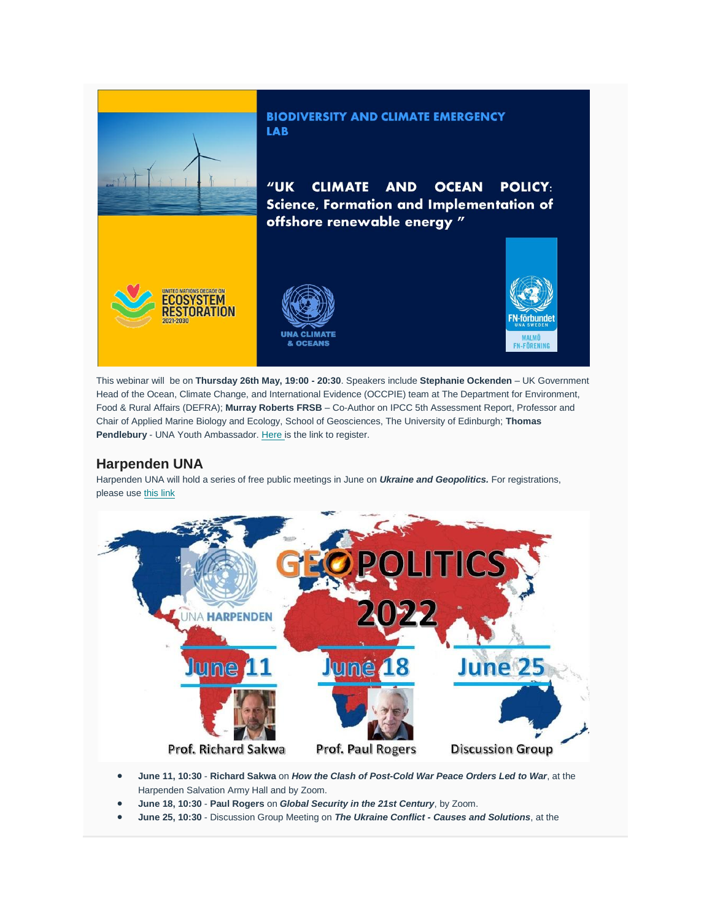**BIODIVERSITY AND CLIMATE EMERGENCY LAB**

**"UK CLIMATE AND OCEAN POLICY: Science, Formation and Implementation of offshore renewable energy "**

UNITED NATIONS DECADE ON ECOSYSTEM RESTORATION 2021-2030

UNA CLIMATE & OCEANS

FN-förbundet UNA SWEDEN MALMÖ FN-FÖRENING

This webinar will be on **Thursday 26th May, 19:00 - 20:30**. Speakers include **Stephanie Ockenden** – UK Government Head of the Ocean, Climate Change, and International Evidence (OCCPIE) team at The Department for Environment, Food & Rural Affairs (DEFRA); **Murray Roberts FRSB** – Co-Author on IPCC 5th Assessment Report, Professor and Chair of Applied Marine Biology and Ecology, School of Geosciences, The University of Edinburgh; **Thomas Pendlebury** - UNA Youth Ambassador. Here is the link to register.

## Harpenden UNA

Harpenden UNA will hold a series of free public meetings in June on ***Ukraine and Geopolitics.*** For registrations, please use this link

GEOPOLITICS 2022

UNA HARPENDEN

June 11 — Prof. Richard Sakwa
June 18 — Prof. Paul Rogers
June 25 — Discussion Group

- **June 11, 10:30** - **Richard Sakwa** on ***How the Clash of Post-Cold War Peace Orders Led to War***, at the Harpenden Salvation Army Hall and by Zoom.
- **June 18, 10:30** - **Paul Rogers** on ***Global Security in the 21st Century***, by Zoom.
- **June 25, 10:30** - Discussion Group Meeting on ***The Ukraine Conflict - Causes and Solutions***, at the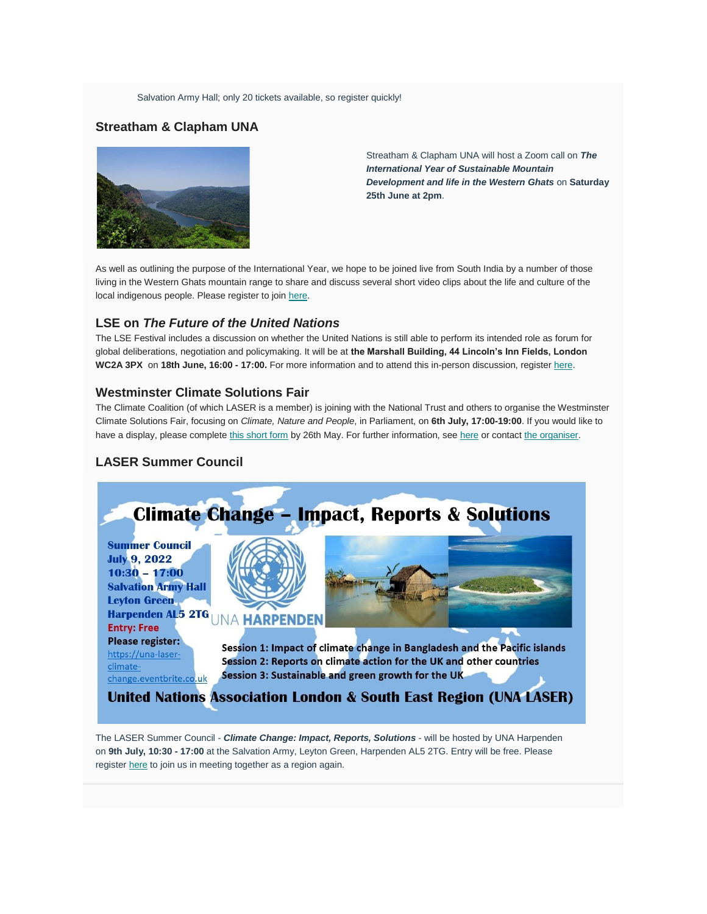Salvation Army Hall; only 20 tickets available, so register quickly!

### Streatham & Clapham UNA

Streatham & Clapham UNA will host a Zoom call on ***The International Year of Sustainable Mountain Development and life in the Western Ghats*** on **Saturday 25th June at 2pm**.

As well as outlining the purpose of the International Year, we hope to be joined live from South India by a number of those living in the Western Ghats mountain range to share and discuss several short video clips about the life and culture of the local indigenous people. Please register to join [here](#).

### LSE on *The Future of the United Nations*

The LSE Festival includes a discussion on whether the United Nations is still able to perform its intended role as forum for global deliberations, negotiation and policymaking. It will be at **the Marshall Building, 44 Lincoln's Inn Fields, London WC2A 3PX** on **18th June, 16:00 - 17:00.** For more information and to attend this in-person discussion, register [here](#).

### Westminster Climate Solutions Fair

The Climate Coalition (of which LASER is a member) is joining with the National Trust and others to organise the Westminster Climate Solutions Fair, focusing on *Climate, Nature and People*, in Parliament, on **6th July, 17:00-19:00**. If you would like to have a display, please complete [this short form](#) by 26th May. For further information, see [here](#) or contact [the organiser](#).

### LASER Summer Council

**Climate Change – Impact, Reports & Solutions**

**Summer Council**
**July 9, 2022**
**10:30 – 17:00**
**Salvation Army Hall**
**Leyton Green**
**Harpenden AL5 2TG**
**Entry: Free**
**Please register:** https://una-laser-climate-change.eventbrite.co.uk

UNA HARPENDEN

**Session 1: Impact of climate change in Bangladesh and the Pacific islands**
**Session 2: Reports on climate action for the UK and other countries**
**Session 3: Sustainable and green growth for the UK**

**United Nations Association London & South East Region (UNA LASER)**

The LASER Summer Council - ***Climate Change: Impact, Reports, Solutions*** - will be hosted by UNA Harpenden on **9th July, 10:30 - 17:00** at the Salvation Army, Leyton Green, Harpenden AL5 2TG. Entry will be free. Please register [here](#) to join us in meeting together as a region again.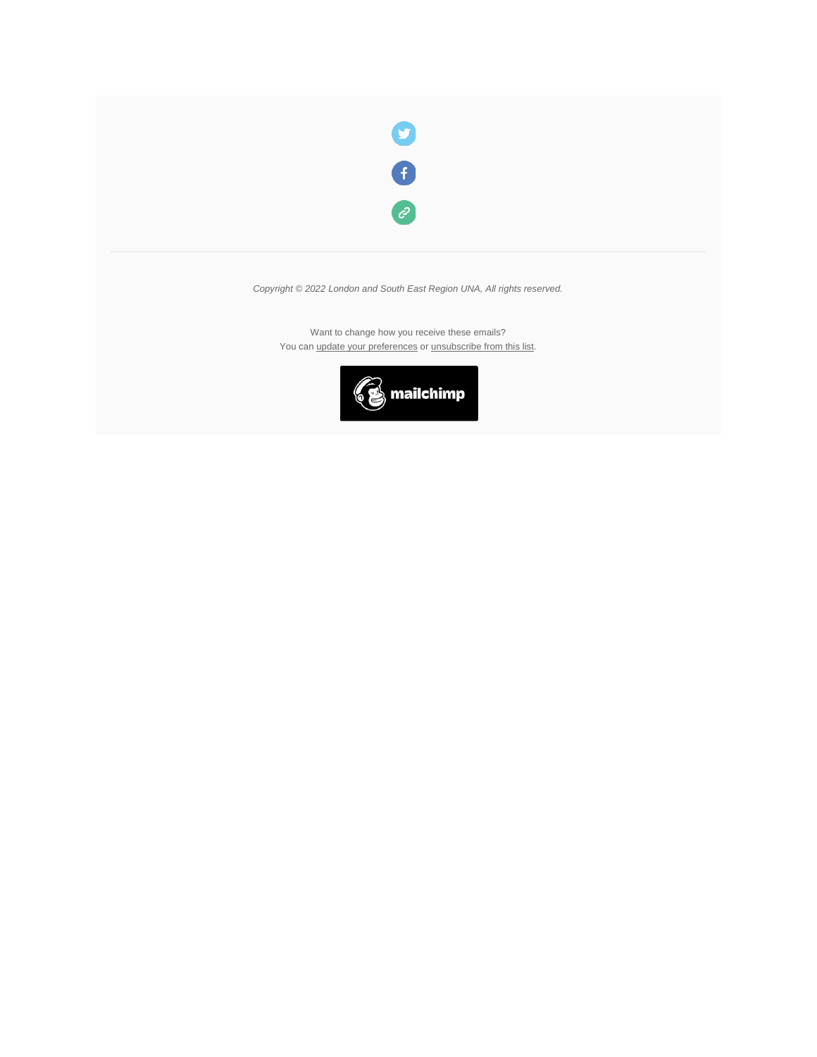*Copyright © 2022 London and South East Region UNA, All rights reserved.*

Want to change how you receive these emails?
You can update your preferences or unsubscribe from this list.